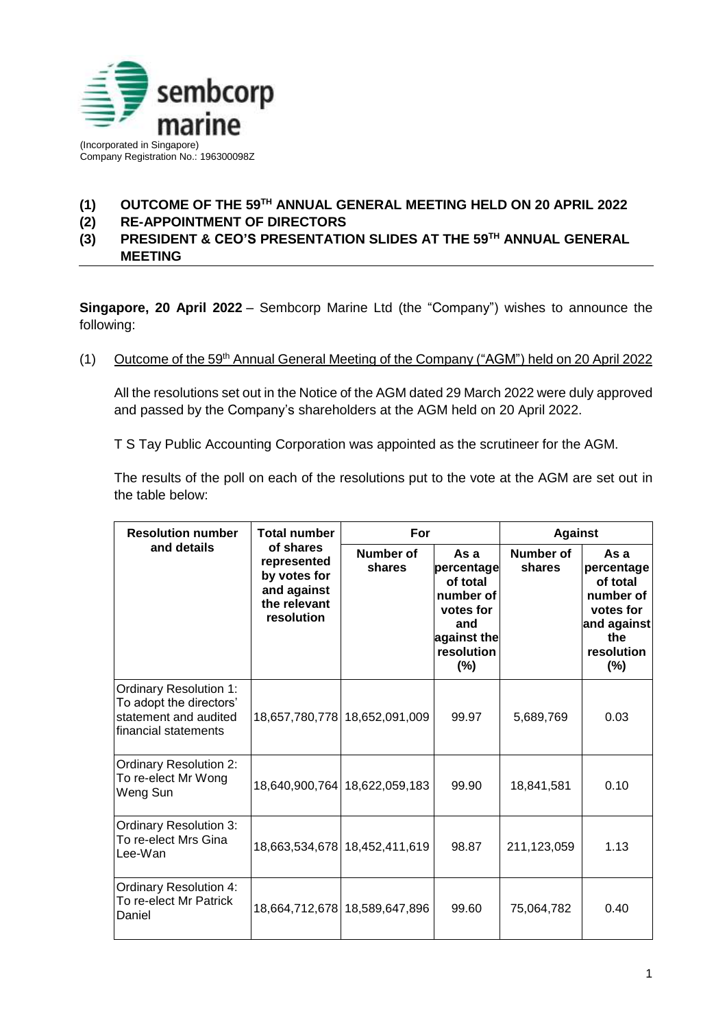sembcorp marine

(Incorporated in Singapore)
Company Registration No.: 196300098Z

**(1) OUTCOME OF THE 59TH ANNUAL GENERAL MEETING HELD ON 20 APRIL 2022**
**(2) RE-APPOINTMENT OF DIRECTORS**
**(3) PRESIDENT & CEO'S PRESENTATION SLIDES AT THE 59TH ANNUAL GENERAL MEETING**

**Singapore, 20 April 2022** – Sembcorp Marine Ltd (the "Company") wishes to announce the following:

(1) Outcome of the 59th Annual General Meeting of the Company ("AGM") held on 20 April 2022

All the resolutions set out in the Notice of the AGM dated 29 March 2022 were duly approved and passed by the Company's shareholders at the AGM held on 20 April 2022.

T S Tay Public Accounting Corporation was appointed as the scrutineer for the AGM.

The results of the poll on each of the resolutions put to the vote at the AGM are set out in the table below:

| Resolution number and details | Total number of shares represented by votes for and against the relevant resolution | For | | Against | |
|---|---|---|---|---|---|
| | | Number of shares | As a percentage of total number of votes for and against the resolution (%) | Number of shares | As a percentage of total number of votes for and against the resolution (%) |
| Ordinary Resolution 1: To adopt the directors' statement and audited financial statements | 18,657,780,778 | 18,652,091,009 | 99.97 | 5,689,769 | 0.03 |
| Ordinary Resolution 2: To re-elect Mr Wong Weng Sun | 18,640,900,764 | 18,622,059,183 | 99.90 | 18,841,581 | 0.10 |
| Ordinary Resolution 3: To re-elect Mrs Gina Lee-Wan | 18,663,534,678 | 18,452,411,619 | 98.87 | 211,123,059 | 1.13 |
| Ordinary Resolution 4: To re-elect Mr Patrick Daniel | 18,664,712,678 | 18,589,647,896 | 99.60 | 75,064,782 | 0.40 |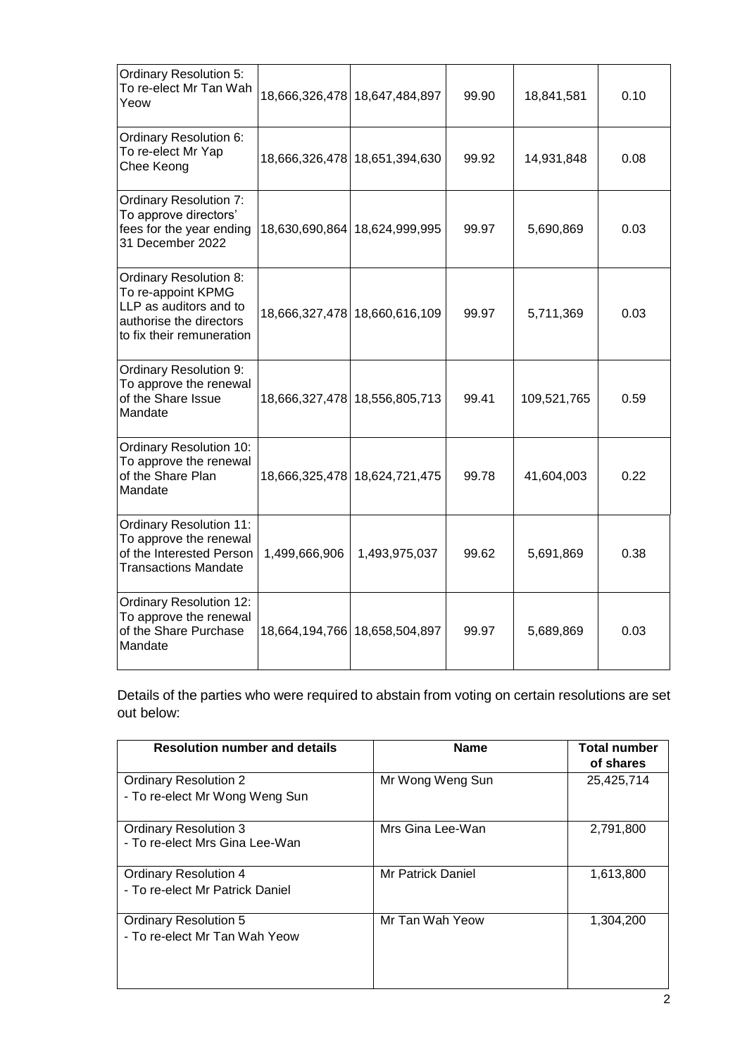| | | | | | |
|---|---|---|---|---|---|
| Ordinary Resolution 5: To re-elect Mr Tan Wah Yeow | 18,666,326,478 | 18,647,484,897 | 99.90 | 18,841,581 | 0.10 |
| Ordinary Resolution 6: To re-elect Mr Yap Chee Keong | 18,666,326,478 | 18,651,394,630 | 99.92 | 14,931,848 | 0.08 |
| Ordinary Resolution 7: To approve directors' fees for the year ending 31 December 2022 | 18,630,690,864 | 18,624,999,995 | 99.97 | 5,690,869 | 0.03 |
| Ordinary Resolution 8: To re-appoint KPMG LLP as auditors and to authorise the directors to fix their remuneration | 18,666,327,478 | 18,660,616,109 | 99.97 | 5,711,369 | 0.03 |
| Ordinary Resolution 9: To approve the renewal of the Share Issue Mandate | 18,666,327,478 | 18,556,805,713 | 99.41 | 109,521,765 | 0.59 |
| Ordinary Resolution 10: To approve the renewal of the Share Plan Mandate | 18,666,325,478 | 18,624,721,475 | 99.78 | 41,604,003 | 0.22 |
| Ordinary Resolution 11: To approve the renewal of the Interested Person Transactions Mandate | 1,499,666,906 | 1,493,975,037 | 99.62 | 5,691,869 | 0.38 |
| Ordinary Resolution 12: To approve the renewal of the Share Purchase Mandate | 18,664,194,766 | 18,658,504,897 | 99.97 | 5,689,869 | 0.03 |

Details of the parties who were required to abstain from voting on certain resolutions are set out below:

| Resolution number and details | Name | Total number of shares |
|---|---|---|
| Ordinary Resolution 2<br>- To re-elect Mr Wong Weng Sun | Mr Wong Weng Sun | 25,425,714 |
| Ordinary Resolution 3<br>- To re-elect Mrs Gina Lee-Wan | Mrs Gina Lee-Wan | 2,791,800 |
| Ordinary Resolution 4<br>- To re-elect Mr Patrick Daniel | Mr Patrick Daniel | 1,613,800 |
| Ordinary Resolution 5<br>- To re-elect Mr Tan Wah Yeow | Mr Tan Wah Yeow | 1,304,200 |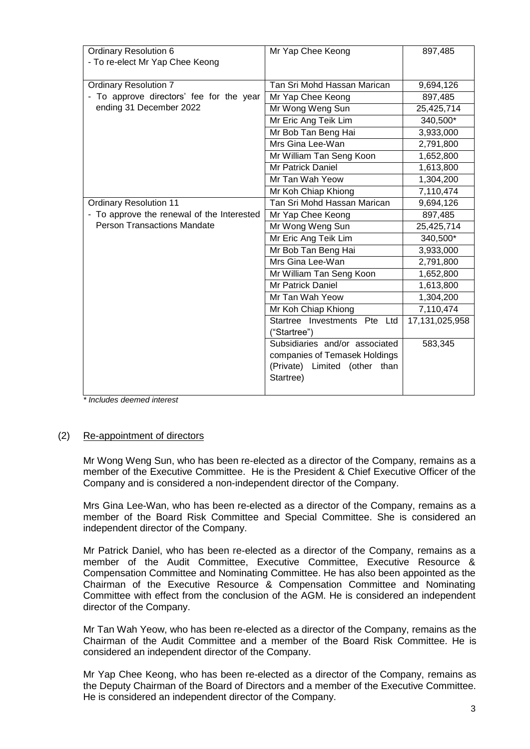| | | |
|---|---|---|
| Ordinary Resolution 6<br>- To re-elect Mr Yap Chee Keong | Mr Yap Chee Keong | 897,485 |
| Ordinary Resolution 7<br>- To approve directors' fee for the year ending 31 December 2022 | Tan Sri Mohd Hassan Marican | 9,694,126 |
| | Mr Yap Chee Keong | 897,485 |
| | Mr Wong Weng Sun | 25,425,714 |
| | Mr Eric Ang Teik Lim | 340,500* |
| | Mr Bob Tan Beng Hai | 3,933,000 |
| | Mrs Gina Lee-Wan | 2,791,800 |
| | Mr William Tan Seng Koon | 1,652,800 |
| | Mr Patrick Daniel | 1,613,800 |
| | Mr Tan Wah Yeow | 1,304,200 |
| | Mr Koh Chiap Khiong | 7,110,474 |
| Ordinary Resolution 11<br>- To approve the renewal of the Interested Person Transactions Mandate | Tan Sri Mohd Hassan Marican | 9,694,126 |
| | Mr Yap Chee Keong | 897,485 |
| | Mr Wong Weng Sun | 25,425,714 |
| | Mr Eric Ang Teik Lim | 340,500* |
| | Mr Bob Tan Beng Hai | 3,933,000 |
| | Mrs Gina Lee-Wan | 2,791,800 |
| | Mr William Tan Seng Koon | 1,652,800 |
| | Mr Patrick Daniel | 1,613,800 |
| | Mr Tan Wah Yeow | 1,304,200 |
| | Mr Koh Chiap Khiong | 7,110,474 |
| | Startree Investments Pte Ltd ("Startree") | 17,131,025,958 |
| | Subsidiaries and/or associated companies of Temasek Holdings (Private) Limited (other than Startree) | 583,345 |

*\* Includes deemed interest*

(2) Re-appointment of directors

Mr Wong Weng Sun, who has been re-elected as a director of the Company, remains as a member of the Executive Committee. He is the President & Chief Executive Officer of the Company and is considered a non-independent director of the Company.

Mrs Gina Lee-Wan, who has been re-elected as a director of the Company, remains as a member of the Board Risk Committee and Special Committee. She is considered an independent director of the Company.

Mr Patrick Daniel, who has been re-elected as a director of the Company, remains as a member of the Audit Committee, Executive Committee, Executive Resource & Compensation Committee and Nominating Committee. He has also been appointed as the Chairman of the Executive Resource & Compensation Committee and Nominating Committee with effect from the conclusion of the AGM. He is considered an independent director of the Company.

Mr Tan Wah Yeow, who has been re-elected as a director of the Company, remains as the Chairman of the Audit Committee and a member of the Board Risk Committee. He is considered an independent director of the Company.

Mr Yap Chee Keong, who has been re-elected as a director of the Company, remains as the Deputy Chairman of the Board of Directors and a member of the Executive Committee. He is considered an independent director of the Company.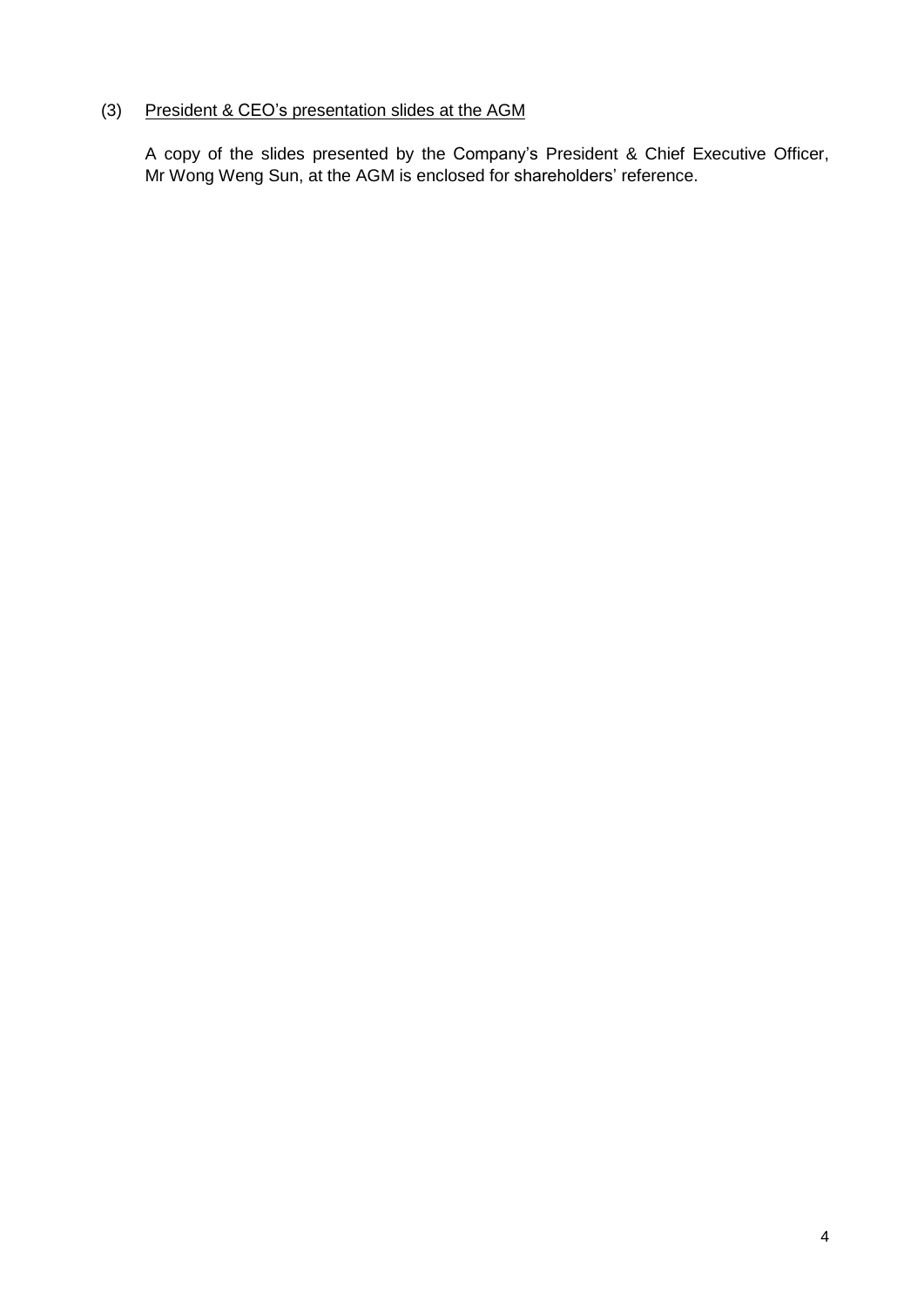(3) <u>President & CEO's presentation slides at the AGM</u>

A copy of the slides presented by the Company's President & Chief Executive Officer, Mr Wong Weng Sun, at the AGM is enclosed for shareholders' reference.